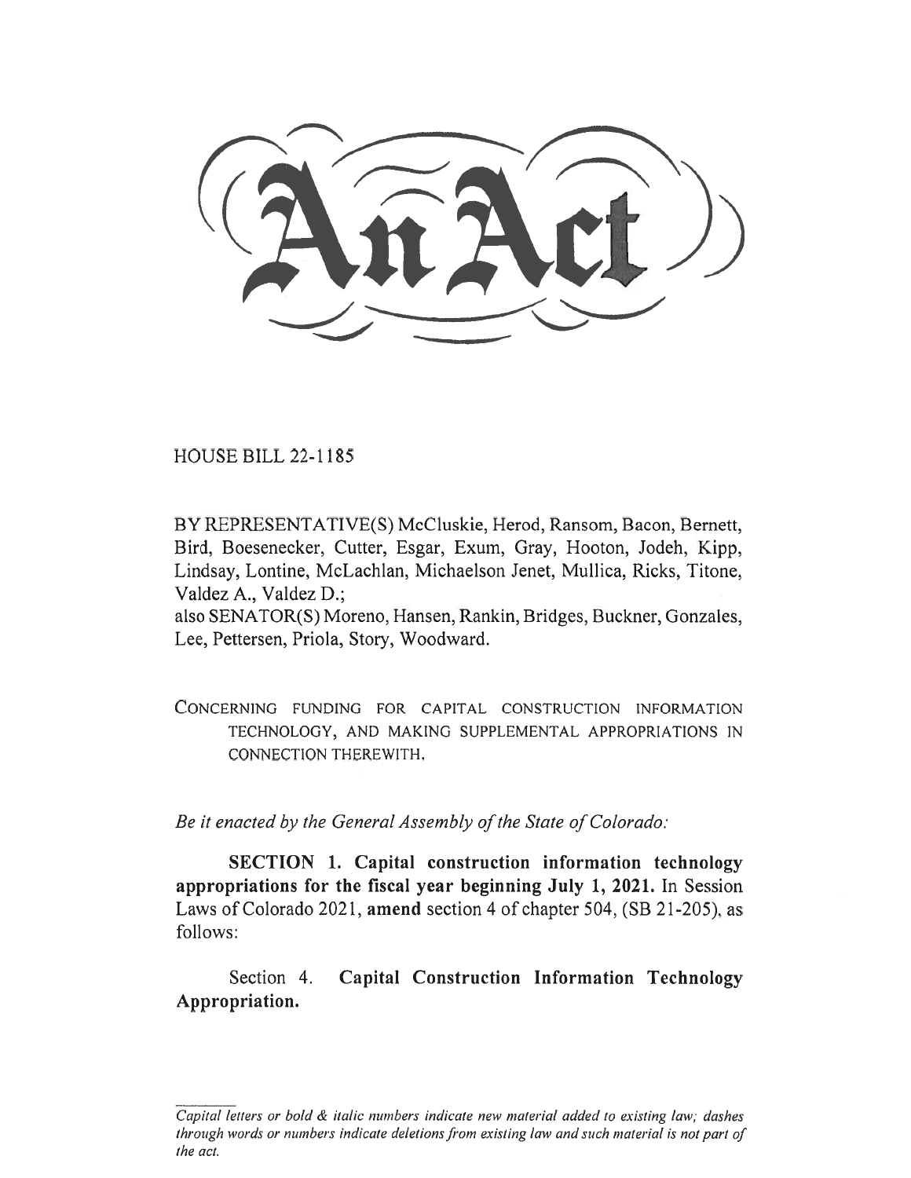# An Act

HOUSE BILL 22-1185

BY REPRESENTATIVE(S) McCluskie, Herod, Ransom, Bacon, Bernett, Bird, Boesenecker, Cutter, Esgar, Exum, Gray, Hooton, Jodeh, Kipp, Lindsay, Lontine, McLachlan, Michaelson Jenet, Mullica, Ricks, Titone, Valdez A., Valdez D.;
also SENATOR(S) Moreno, Hansen, Rankin, Bridges, Buckner, Gonzales, Lee, Pettersen, Priola, Story, Woodward.

CONCERNING FUNDING FOR CAPITAL CONSTRUCTION INFORMATION TECHNOLOGY, AND MAKING SUPPLEMENTAL APPROPRIATIONS IN CONNECTION THEREWITH.

*Be it enacted by the General Assembly of the State of Colorado:*

**SECTION 1. Capital construction information technology appropriations for the fiscal year beginning July 1, 2021.** In Session Laws of Colorado 2021, **amend** section 4 of chapter 504, (SB 21-205), as follows:

Section 4. **Capital Construction Information Technology Appropriation.**

*Capital letters or bold & italic numbers indicate new material added to existing law; dashes through words or numbers indicate deletions from existing law and such material is not part of the act.*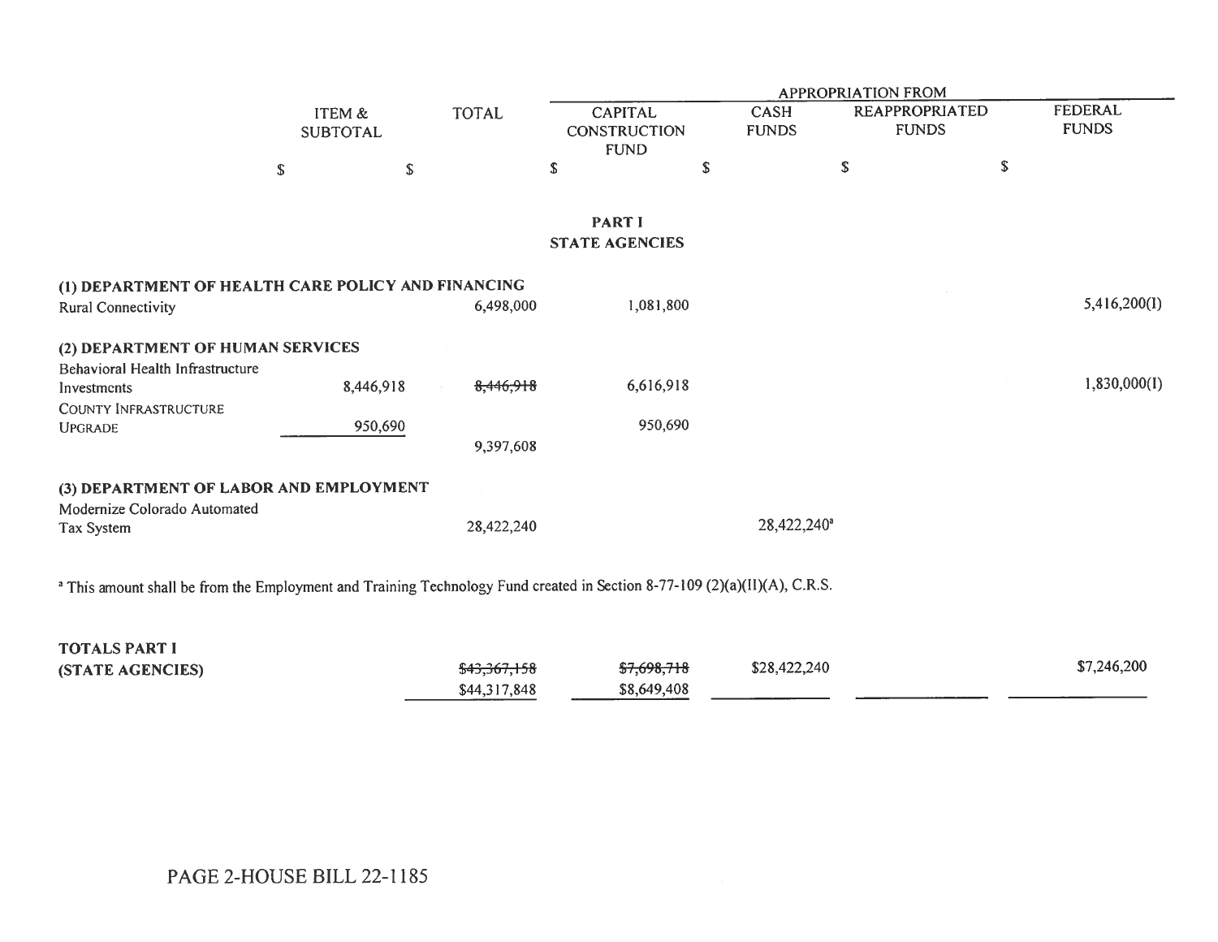| | ITEM & SUBTOTAL | TOTAL | APPROPRIATION FROM | | | |
|---|---|---|---|---|---|---|
| | | | CAPITAL CONSTRUCTION FUND | CASH FUNDS | REAPPROPRIATED FUNDS | FEDERAL FUNDS |
| | $ | $ | $ | $ | $ | $ |

## PART I
## STATE AGENCIES

| | ITEM & SUBTOTAL | TOTAL | CAPITAL CONSTRUCTION FUND | CASH FUNDS | REAPPROPRIATED FUNDS | FEDERAL FUNDS |
|---|---|---|---|---|---|---|
| **(1) DEPARTMENT OF HEALTH CARE POLICY AND FINANCING** | | | | | | |
| Rural Connectivity | | 6,498,000 | 1,081,800 | | | 5,416,200(I) |
| **(2) DEPARTMENT OF HUMAN SERVICES** | | | | | | |
| Behavioral Health Infrastructure Investments | 8,446,918 | ~~8,446,918~~ | 6,616,918 | | | 1,830,000(I) |
| COUNTY INFRASTRUCTURE UPGRADE | 950,690 | | 950,690 | | | |
| | | 9,397,608 | | | | |
| **(3) DEPARTMENT OF LABOR AND EMPLOYMENT** | | | | | | |
| Modernize Colorado Automated Tax System | | 28,422,240 | | 28,422,240[a] | | |

[a] This amount shall be from the Employment and Training Technology Fund created in Section 8-77-109 (2)(a)(II)(A), C.R.S.

| | ITEM & SUBTOTAL | TOTAL | CAPITAL CONSTRUCTION FUND | CASH FUNDS | REAPPROPRIATED FUNDS | FEDERAL FUNDS |
|---|---|---|---|---|---|---|
| **TOTALS PART I (STATE AGENCIES)** | | ~~$43,367,158~~ $44,317,848 | ~~$7,698,718~~ $8,649,408 | $28,422,240 | | $7,246,200 |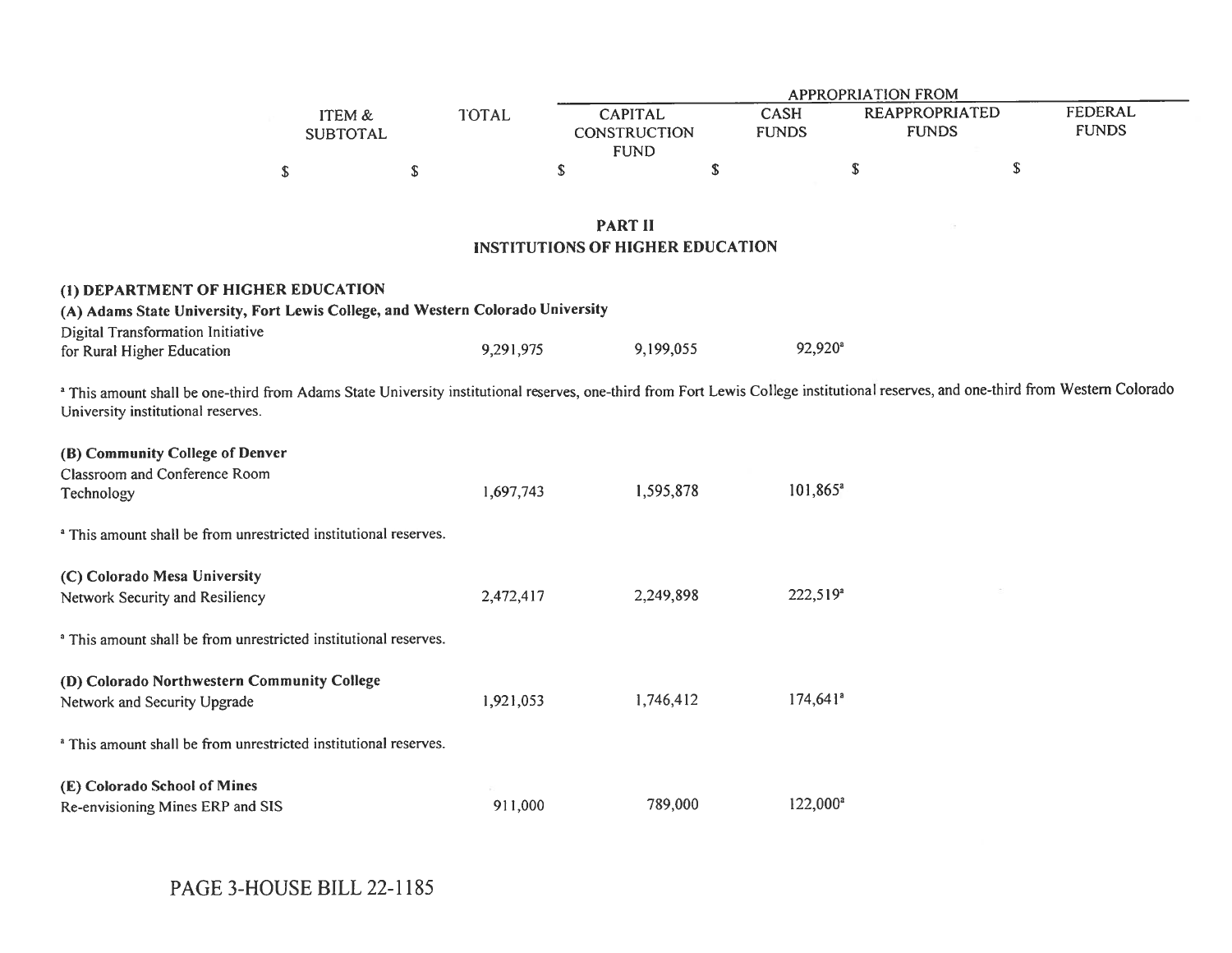| | ITEM & SUBTOTAL | TOTAL | APPROPRIATION FROM | | | |
|---|---|---|---|---|---|---|
| | | | CAPITAL CONSTRUCTION FUND | CASH FUNDS | REAPPROPRIATED FUNDS | FEDERAL FUNDS |
| | $ | $ | $ | $ | $ | $ |

## PART II
## INSTITUTIONS OF HIGHER EDUCATION

### (1) DEPARTMENT OF HIGHER EDUCATION

#### (A) Adams State University, Fort Lewis College, and Western Colorado University

| | ITEM & SUBTOTAL | TOTAL | CAPITAL CONSTRUCTION FUND | CASH FUNDS | REAPPROPRIATED FUNDS | FEDERAL FUNDS |
|---|---|---|---|---|---|---|
| Digital Transformation Initiative for Rural Higher Education | | 9,291,975 | 9,199,055 | 92,920[a] | | |

[a] This amount shall be one-third from Adams State University institutional reserves, one-third from Fort Lewis College institutional reserves, and one-third from Western Colorado University institutional reserves.

#### (B) Community College of Denver

| | ITEM & SUBTOTAL | TOTAL | CAPITAL CONSTRUCTION FUND | CASH FUNDS | REAPPROPRIATED FUNDS | FEDERAL FUNDS |
|---|---|---|---|---|---|---|
| Classroom and Conference Room Technology | | 1,697,743 | 1,595,878 | 101,865[a] | | |

[a] This amount shall be from unrestricted institutional reserves.

#### (C) Colorado Mesa University

| | ITEM & SUBTOTAL | TOTAL | CAPITAL CONSTRUCTION FUND | CASH FUNDS | REAPPROPRIATED FUNDS | FEDERAL FUNDS |
|---|---|---|---|---|---|---|
| Network Security and Resiliency | | 2,472,417 | 2,249,898 | 222,519[a] | | |

[a] This amount shall be from unrestricted institutional reserves.

#### (D) Colorado Northwestern Community College

| | ITEM & SUBTOTAL | TOTAL | CAPITAL CONSTRUCTION FUND | CASH FUNDS | REAPPROPRIATED FUNDS | FEDERAL FUNDS |
|---|---|---|---|---|---|---|
| Network and Security Upgrade | | 1,921,053 | 1,746,412 | 174,641[a] | | |

[a] This amount shall be from unrestricted institutional reserves.

#### (E) Colorado School of Mines

| | ITEM & SUBTOTAL | TOTAL | CAPITAL CONSTRUCTION FUND | CASH FUNDS | REAPPROPRIATED FUNDS | FEDERAL FUNDS |
|---|---|---|---|---|---|---|
| Re-envisioning Mines ERP and SIS | | 911,000 | 789,000 | 122,000[a] | | |

PAGE 3-HOUSE BILL 22-1185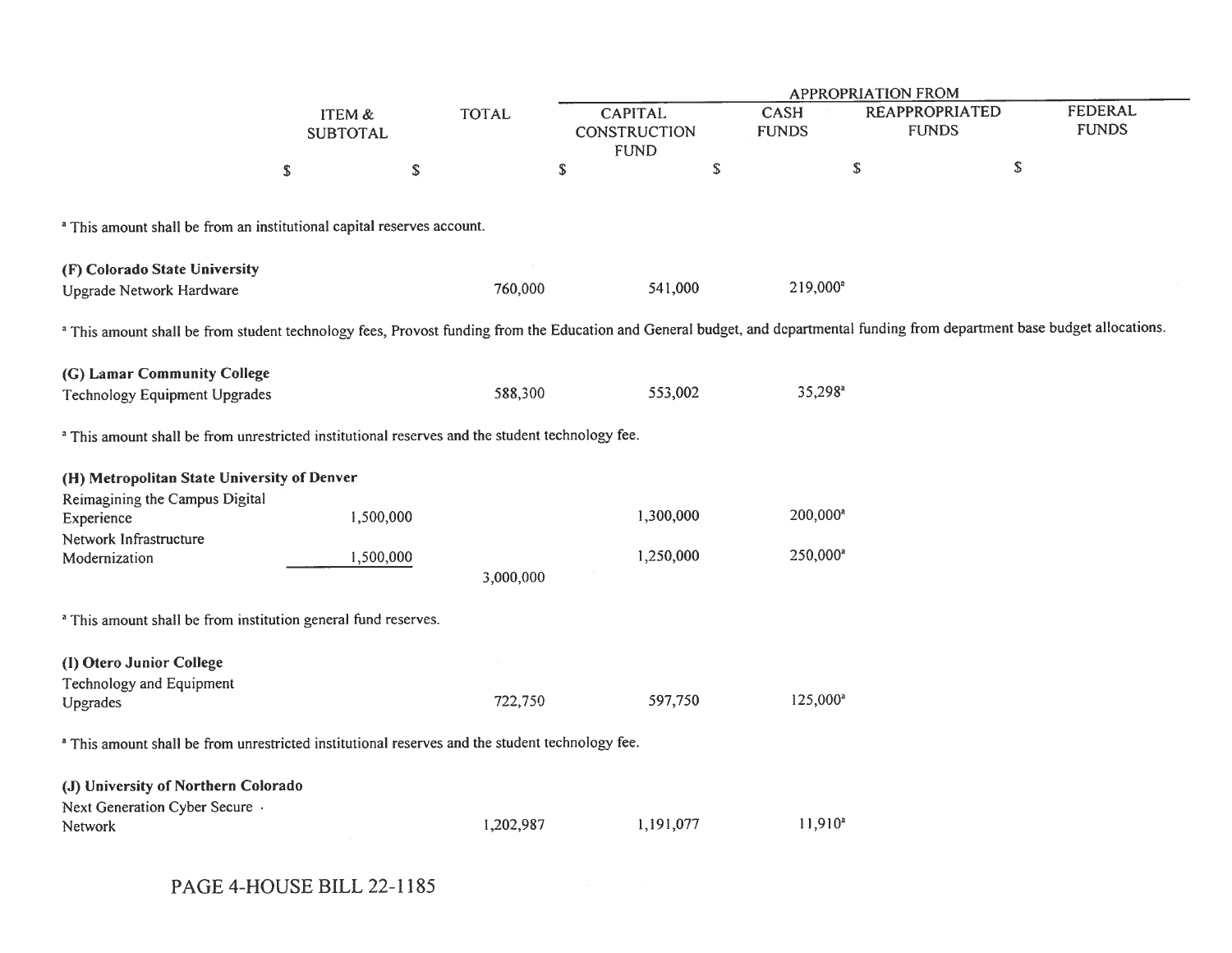| | ITEM & SUBTOTAL | TOTAL | APPROPRIATION FROM | | | |
|---|---|---|---|---|---|---|
| | | | CAPITAL CONSTRUCTION FUND | CASH FUNDS | REAPPROPRIATED FUNDS | FEDERAL FUNDS |
| | $ | $ | $ | $ | $ | $ |

[a] This amount shall be from an institutional capital reserves account.

| | ITEM & SUBTOTAL | TOTAL | CAPITAL CONSTRUCTION FUND | CASH FUNDS | REAPPROPRIATED FUNDS | FEDERAL FUNDS |
|---|---|---|---|---|---|---|
| **(F) Colorado State University** | | | | | | |
| Upgrade Network Hardware | | 760,000 | 541,000 | 219,000[a] | | |

[a] This amount shall be from student technology fees, Provost funding from the Education and General budget, and departmental funding from department base budget allocations.

| | ITEM & SUBTOTAL | TOTAL | CAPITAL CONSTRUCTION FUND | CASH FUNDS | REAPPROPRIATED FUNDS | FEDERAL FUNDS |
|---|---|---|---|---|---|---|
| **(G) Lamar Community College** | | | | | | |
| Technology Equipment Upgrades | | 588,300 | 553,002 | 35,298[a] | | |

[a] This amount shall be from unrestricted institutional reserves and the student technology fee.

| | ITEM & SUBTOTAL | TOTAL | CAPITAL CONSTRUCTION FUND | CASH FUNDS | REAPPROPRIATED FUNDS | FEDERAL FUNDS |
|---|---|---|---|---|---|---|
| **(H) Metropolitan State University of Denver** | | | | | | |
| Reimagining the Campus Digital Experience | 1,500,000 | | 1,300,000 | 200,000[a] | | |
| Network Infrastructure Modernization | 1,500,000 | | 1,250,000 | 250,000[a] | | |
| | | 3,000,000 | | | | |

[a] This amount shall be from institution general fund reserves.

| | ITEM & SUBTOTAL | TOTAL | CAPITAL CONSTRUCTION FUND | CASH FUNDS | REAPPROPRIATED FUNDS | FEDERAL FUNDS |
|---|---|---|---|---|---|---|
| **(I) Otero Junior College** | | | | | | |
| Technology and Equipment Upgrades | | 722,750 | 597,750 | 125,000[a] | | |

[a] This amount shall be from unrestricted institutional reserves and the student technology fee.

| | ITEM & SUBTOTAL | TOTAL | CAPITAL CONSTRUCTION FUND | CASH FUNDS | REAPPROPRIATED FUNDS | FEDERAL FUNDS |
|---|---|---|---|---|---|---|
| **(J) University of Northern Colorado** | | | | | | |
| Next Generation Cyber Secure Network | | 1,202,987 | 1,191,077 | 11,910[a] | | |

PAGE 4-HOUSE BILL 22-1185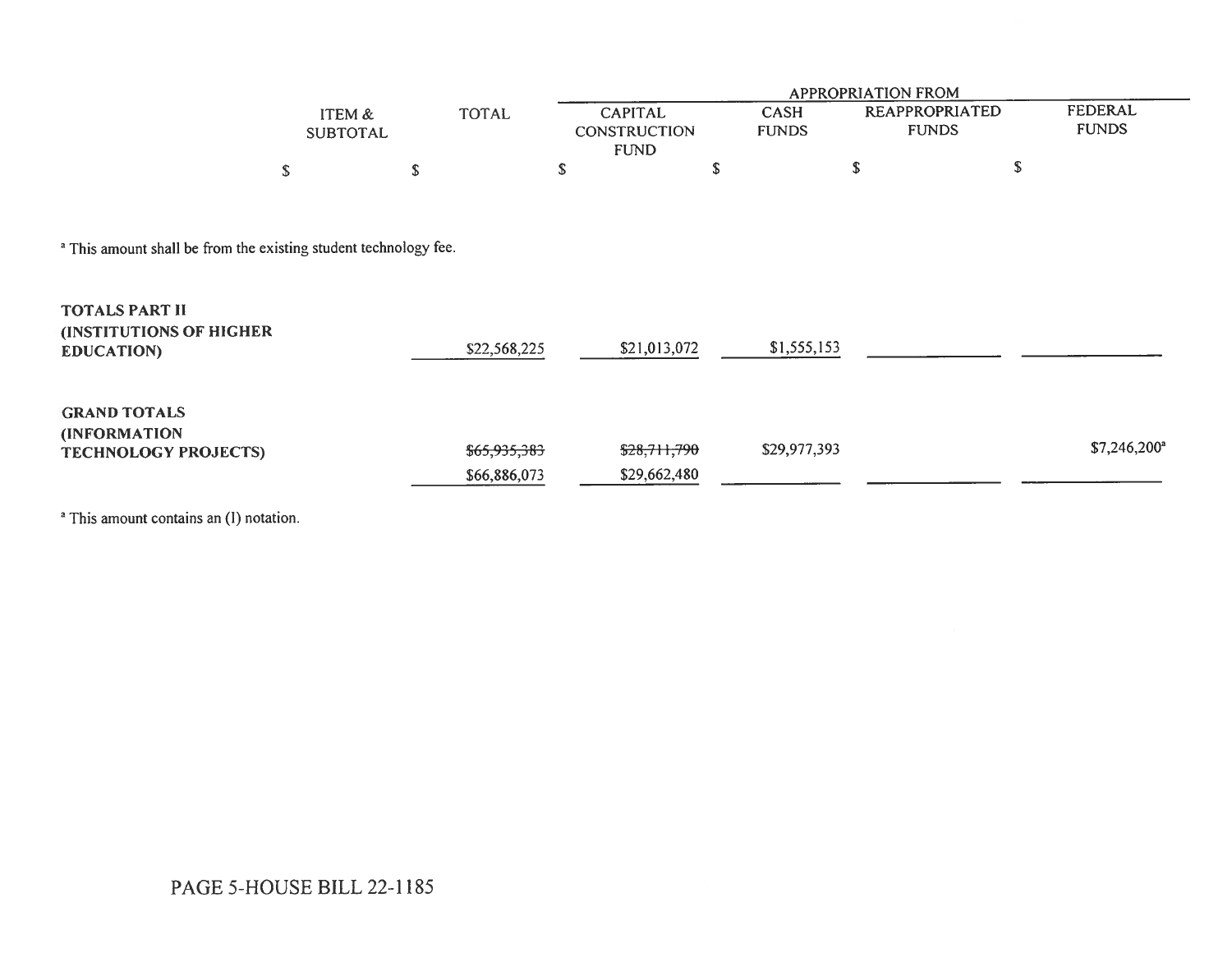| | ITEM & SUBTOTAL | TOTAL | APPROPRIATION FROM | | | |
|---|---|---|---|---|---|---|
| | | | CAPITAL CONSTRUCTION FUND | CASH FUNDS | REAPPROPRIATED FUNDS | FEDERAL FUNDS |
| | $ | $ | $ | $ | $ | $ |

[a] This amount shall be from the existing student technology fee.

| | ITEM & SUBTOTAL | TOTAL | CAPITAL CONSTRUCTION FUND | CASH FUNDS | REAPPROPRIATED FUNDS | FEDERAL FUNDS |
|---|---|---|---|---|---|---|
| **TOTALS PART II (INSTITUTIONS OF HIGHER EDUCATION)** | | $22,568,225 | $21,013,072 | $1,555,153 | | |
| **GRAND TOTALS (INFORMATION TECHNOLOGY PROJECTS)** | | ~~$65,935,383~~ $66,886,073 | ~~$28,711,790~~ $29,662,480 | $29,977,393 | | $7,246,200[a] |

[a] This amount contains an (I) notation.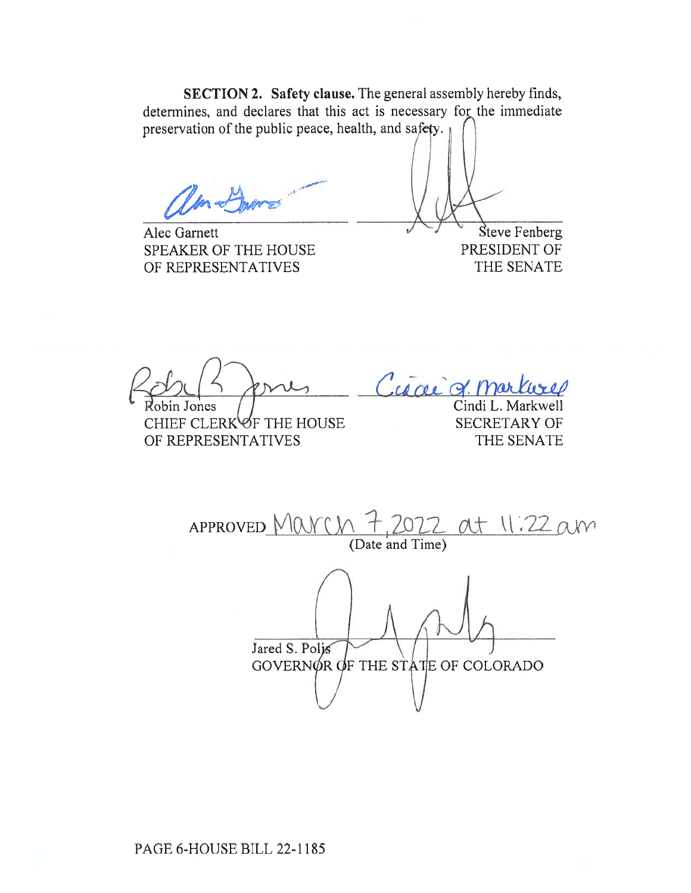**SECTION 2. Safety clause.** The general assembly hereby finds, determines, and declares that this act is necessary for the immediate preservation of the public peace, health, and safety.

Alec Garnett
SPEAKER OF THE HOUSE
OF REPRESENTATIVES

Steve Fenberg
PRESIDENT OF
THE SENATE

Robin Jones
CHIEF CLERK OF THE HOUSE
OF REPRESENTATIVES

Cindi L. Markwell
SECRETARY OF
THE SENATE

APPROVED March 7, 2022 at 11:22 am
(Date and Time)

Jared S. Polis
GOVERNOR OF THE STATE OF COLORADO

PAGE 6-HOUSE BILL 22-1185